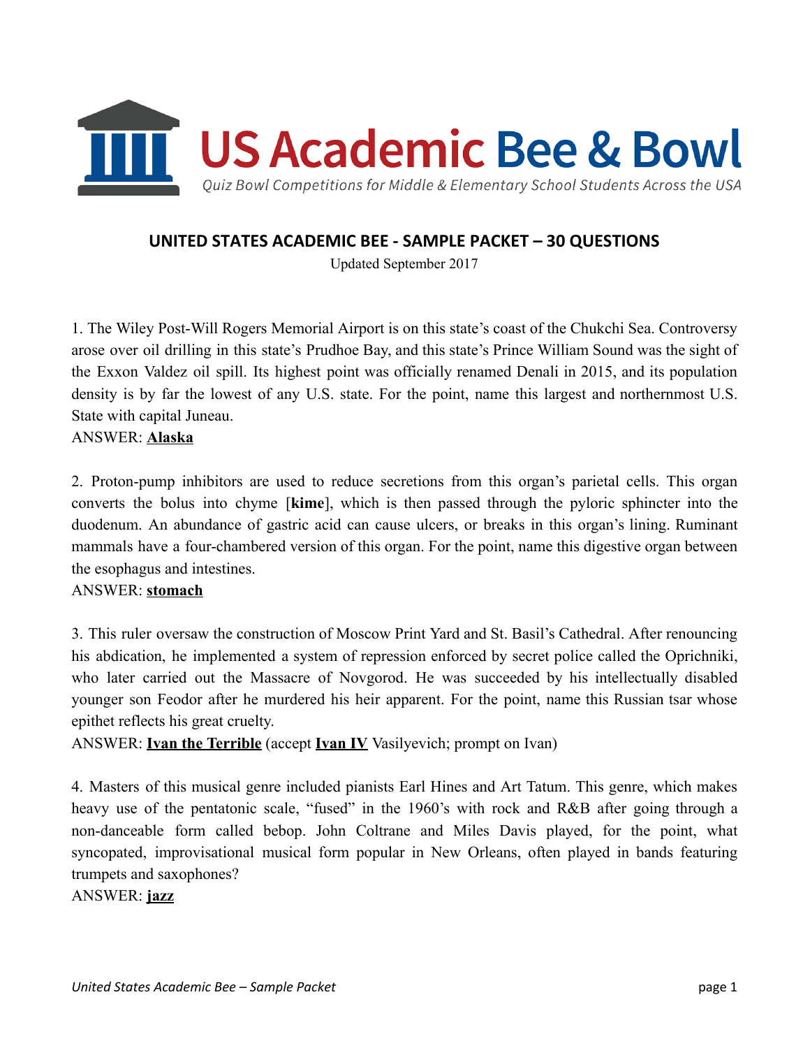# US Academic Bee & Bowl

*Quiz Bowl Competitions for Middle & Elementary School Students Across the USA*

## UNITED STATES ACADEMIC BEE - SAMPLE PACKET – 30 QUESTIONS

Updated September 2017

1. The Wiley Post-Will Rogers Memorial Airport is on this state's coast of the Chukchi Sea. Controversy arose over oil drilling in this state's Prudhoe Bay, and this state's Prince William Sound was the sight of the Exxon Valdez oil spill. Its highest point was officially renamed Denali in 2015, and its population density is by far the lowest of any U.S. state. For the point, name this largest and northernmost U.S. State with capital Juneau.
ANSWER: **Alaska**

2. Proton-pump inhibitors are used to reduce secretions from this organ's parietal cells. This organ converts the bolus into chyme [**kime**], which is then passed through the pyloric sphincter into the duodenum. An abundance of gastric acid can cause ulcers, or breaks in this organ's lining. Ruminant mammals have a four-chambered version of this organ. For the point, name this digestive organ between the esophagus and intestines.
ANSWER: **stomach**

3. This ruler oversaw the construction of Moscow Print Yard and St. Basil's Cathedral. After renouncing his abdication, he implemented a system of repression enforced by secret police called the Oprichniki, who later carried out the Massacre of Novgorod. He was succeeded by his intellectually disabled younger son Feodor after he murdered his heir apparent. For the point, name this Russian tsar whose epithet reflects his great cruelty.
ANSWER: **Ivan the Terrible** (accept **Ivan IV** Vasilyevich; prompt on Ivan)

4. Masters of this musical genre included pianists Earl Hines and Art Tatum. This genre, which makes heavy use of the pentatonic scale, "fused" in the 1960's with rock and R&B after going through a non-danceable form called bebop. John Coltrane and Miles Davis played, for the point, what syncopated, improvisational musical form popular in New Orleans, often played in bands featuring trumpets and saxophones?
ANSWER: **jazz**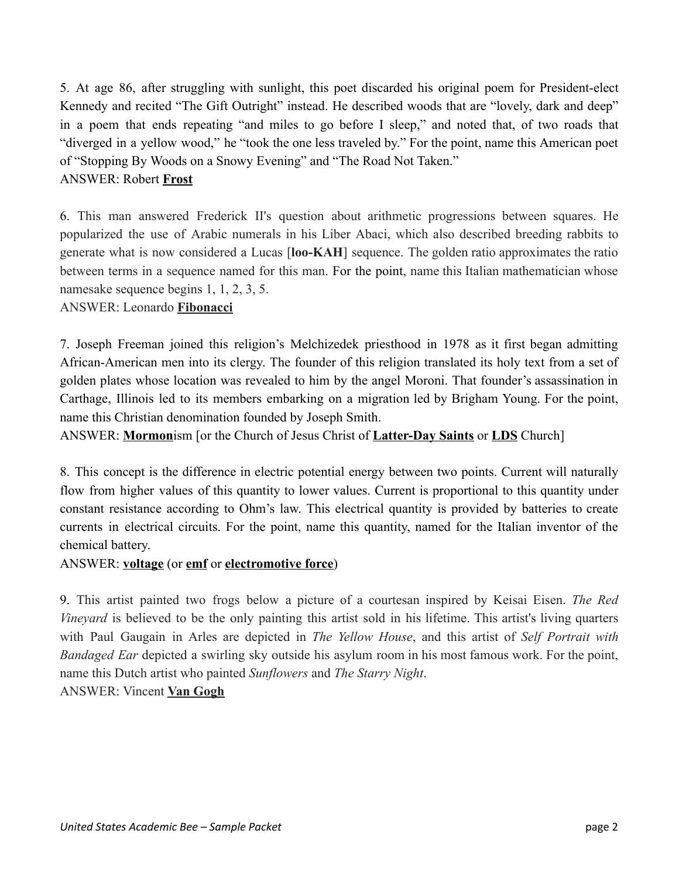5. At age 86, after struggling with sunlight, this poet discarded his original poem for President-elect Kennedy and recited "The Gift Outright" instead. He described woods that are "lovely, dark and deep" in a poem that ends repeating "and miles to go before I sleep," and noted that, of two roads that "diverged in a yellow wood," he "took the one less traveled by." For the point, name this American poet of "Stopping By Woods on a Snowy Evening" and "The Road Not Taken."
ANSWER: Robert **<u>Frost</u>**

6. This man answered Frederick II's question about arithmetic progressions between squares. He popularized the use of Arabic numerals in his Liber Abaci, which also described breeding rabbits to generate what is now considered a Lucas [**loo-KAH**] sequence. The golden ratio approximates the ratio between terms in a sequence named for this man. For the point, name this Italian mathematician whose namesake sequence begins 1, 1, 2, 3, 5.
ANSWER: Leonardo **<u>Fibonacci</u>**

7. Joseph Freeman joined this religion's Melchizedek priesthood in 1978 as it first began admitting African-American men into its clergy. The founder of this religion translated its holy text from a set of golden plates whose location was revealed to him by the angel Moroni. That founder's assassination in Carthage, Illinois led to its members embarking on a migration led by Brigham Young. For the point, name this Christian denomination founded by Joseph Smith.
ANSWER: **<u>Mormon</u>**ism [or the Church of Jesus Christ of **<u>Latter-Day Saints</u>** or **<u>LDS</u>** Church]

8. This concept is the difference in electric potential energy between two points. Current will naturally flow from higher values of this quantity to lower values. Current is proportional to this quantity under constant resistance according to Ohm's law. This electrical quantity is provided by batteries to create currents in electrical circuits. For the point, name this quantity, named for the Italian inventor of the chemical battery.
ANSWER: **<u>voltage</u>** (or **<u>emf</u>** or **<u>electromotive force</u>**)

9. This artist painted two frogs below a picture of a courtesan inspired by Keisai Eisen. *The Red Vineyard* is believed to be the only painting this artist sold in his lifetime. This artist's living quarters with Paul Gaugain in Arles are depicted in *The Yellow House*, and this artist of *Self Portrait with Bandaged Ear* depicted a swirling sky outside his asylum room in his most famous work. For the point, name this Dutch artist who painted *Sunflowers* and *The Starry Night*.
ANSWER: Vincent **<u>Van Gogh</u>**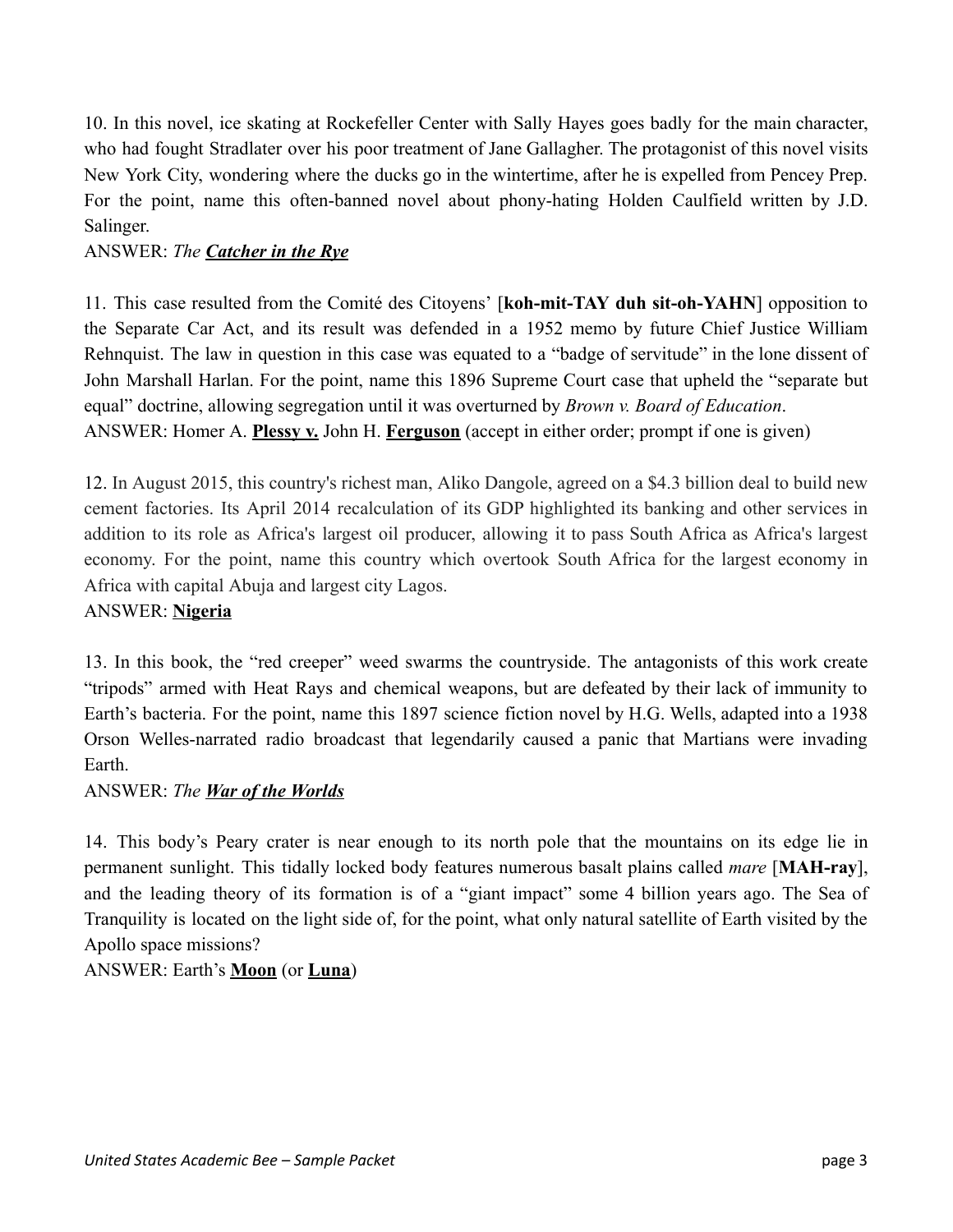10. In this novel, ice skating at Rockefeller Center with Sally Hayes goes badly for the main character, who had fought Stradlater over his poor treatment of Jane Gallagher. The protagonist of this novel visits New York City, wondering where the ducks go in the wintertime, after he is expelled from Pencey Prep. For the point, name this often-banned novel about phony-hating Holden Caulfield written by J.D. Salinger.
ANSWER: *The* ***<u>Catcher in the Rye</u>***

11. This case resulted from the Comité des Citoyens' [**koh-mit-TAY duh sit-oh-YAHN**] opposition to the Separate Car Act, and its result was defended in a 1952 memo by future Chief Justice William Rehnquist. The law in question in this case was equated to a "badge of servitude" in the lone dissent of John Marshall Harlan. For the point, name this 1896 Supreme Court case that upheld the "separate but equal" doctrine, allowing segregation until it was overturned by *Brown v. Board of Education*.
ANSWER: Homer A. **<u>Plessy v.</u>** John H. **<u>Ferguson</u>** (accept in either order; prompt if one is given)

12. In August 2015, this country's richest man, Aliko Dangole, agreed on a $4.3 billion deal to build new cement factories. Its April 2014 recalculation of its GDP highlighted its banking and other services in addition to its role as Africa's largest oil producer, allowing it to pass South Africa as Africa's largest economy. For the point, name this country which overtook South Africa for the largest economy in Africa with capital Abuja and largest city Lagos.
ANSWER: **<u>Nigeria</u>**

13. In this book, the "red creeper" weed swarms the countryside. The antagonists of this work create "tripods" armed with Heat Rays and chemical weapons, but are defeated by their lack of immunity to Earth's bacteria. For the point, name this 1897 science fiction novel by H.G. Wells, adapted into a 1938 Orson Welles-narrated radio broadcast that legendarily caused a panic that Martians were invading Earth.
ANSWER: *The* ***<u>War of the Worlds</u>***

14. This body's Peary crater is near enough to its north pole that the mountains on its edge lie in permanent sunlight. This tidally locked body features numerous basalt plains called *mare* [**MAH-ray**], and the leading theory of its formation is of a "giant impact" some 4 billion years ago. The Sea of Tranquility is located on the light side of, for the point, what only natural satellite of Earth visited by the Apollo space missions?
ANSWER: Earth's **<u>Moon</u>** (or **<u>Luna</u>**)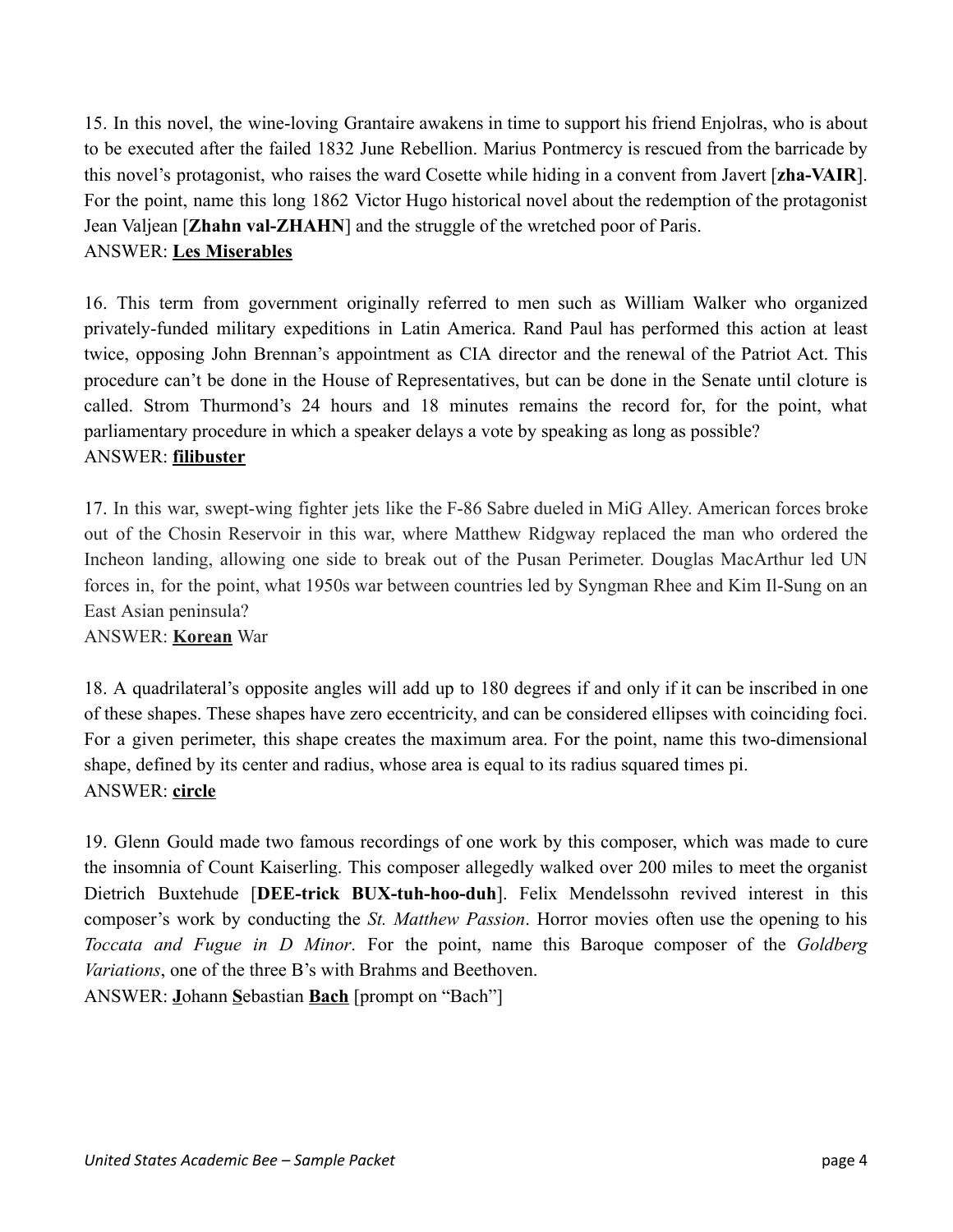15. In this novel, the wine-loving Grantaire awakens in time to support his friend Enjolras, who is about to be executed after the failed 1832 June Rebellion. Marius Pontmercy is rescued from the barricade by this novel's protagonist, who raises the ward Cosette while hiding in a convent from Javert [**zha-VAIR**]. For the point, name this long 1862 Victor Hugo historical novel about the redemption of the protagonist Jean Valjean [**Zhahn val-ZHAHN**] and the struggle of the wretched poor of Paris.
ANSWER: **<u>Les Miserables</u>**

16. This term from government originally referred to men such as William Walker who organized privately-funded military expeditions in Latin America. Rand Paul has performed this action at least twice, opposing John Brennan's appointment as CIA director and the renewal of the Patriot Act. This procedure can't be done in the House of Representatives, but can be done in the Senate until cloture is called. Strom Thurmond's 24 hours and 18 minutes remains the record for, for the point, what parliamentary procedure in which a speaker delays a vote by speaking as long as possible?
ANSWER: **<u>filibuster</u>**

17. In this war, swept-wing fighter jets like the F-86 Sabre dueled in MiG Alley. American forces broke out of the Chosin Reservoir in this war, where Matthew Ridgway replaced the man who ordered the Incheon landing, allowing one side to break out of the Pusan Perimeter. Douglas MacArthur led UN forces in, for the point, what 1950s war between countries led by Syngman Rhee and Kim Il-Sung on an East Asian peninsula?
ANSWER: **<u>Korean</u>** War

18. A quadrilateral's opposite angles will add up to 180 degrees if and only if it can be inscribed in one of these shapes. These shapes have zero eccentricity, and can be considered ellipses with coinciding foci. For a given perimeter, this shape creates the maximum area. For the point, name this two-dimensional shape, defined by its center and radius, whose area is equal to its radius squared times pi.
ANSWER: **<u>circle</u>**

19. Glenn Gould made two famous recordings of one work by this composer, which was made to cure the insomnia of Count Kaiserling. This composer allegedly walked over 200 miles to meet the organist Dietrich Buxtehude [**DEE-trick BUX-tuh-hoo-duh**]. Felix Mendelssohn revived interest in this composer's work by conducting the *St. Matthew Passion*. Horror movies often use the opening to his *Toccata and Fugue in D Minor*. For the point, name this Baroque composer of the *Goldberg Variations*, one of the three B's with Brahms and Beethoven.
ANSWER: **<u>J</u>**ohann **<u>S</u>**ebastian **<u>Bach</u>** [prompt on "Bach"]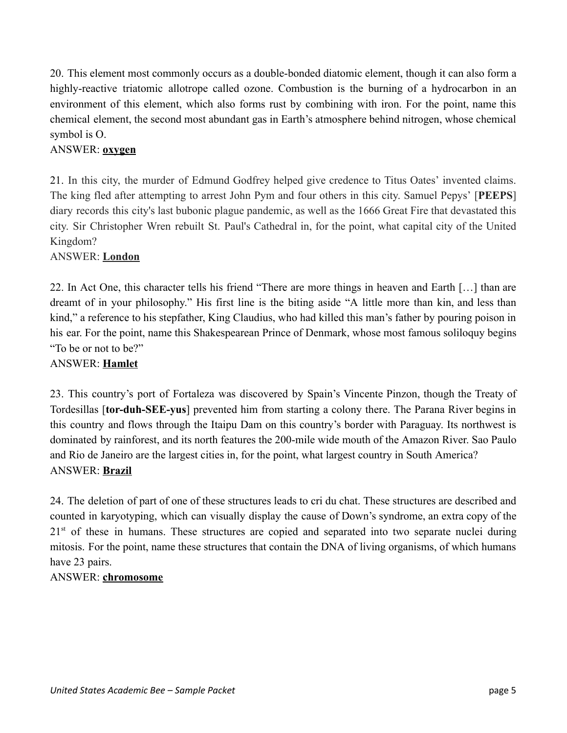20. This element most commonly occurs as a double-bonded diatomic element, though it can also form a highly-reactive triatomic allotrope called ozone. Combustion is the burning of a hydrocarbon in an environment of this element, which also forms rust by combining with iron. For the point, name this chemical element, the second most abundant gas in Earth's atmosphere behind nitrogen, whose chemical symbol is O.

ANSWER: **oxygen**

21. In this city, the murder of Edmund Godfrey helped give credence to Titus Oates' invented claims. The king fled after attempting to arrest John Pym and four others in this city. Samuel Pepys' [**PEEPS**] diary records this city's last bubonic plague pandemic, as well as the 1666 Great Fire that devastated this city. Sir Christopher Wren rebuilt St. Paul's Cathedral in, for the point, what capital city of the United Kingdom?

ANSWER: **London**

22. In Act One, this character tells his friend "There are more things in heaven and Earth […] than are dreamt of in your philosophy." His first line is the biting aside "A little more than kin, and less than kind," a reference to his stepfather, King Claudius, who had killed this man's father by pouring poison in his ear. For the point, name this Shakespearean Prince of Denmark, whose most famous soliloquy begins "To be or not to be?"

ANSWER: **Hamlet**

23. This country's port of Fortaleza was discovered by Spain's Vincente Pinzon, though the Treaty of Tordesillas [**tor-duh-SEE-yus**] prevented him from starting a colony there. The Parana River begins in this country and flows through the Itaipu Dam on this country's border with Paraguay. Its northwest is dominated by rainforest, and its north features the 200-mile wide mouth of the Amazon River. Sao Paulo and Rio de Janeiro are the largest cities in, for the point, what largest country in South America?

ANSWER: **Brazil**

24. The deletion of part of one of these structures leads to cri du chat. These structures are described and counted in karyotyping, which can visually display the cause of Down's syndrome, an extra copy of the 21$^{st}$ of these in humans. These structures are copied and separated into two separate nuclei during mitosis. For the point, name these structures that contain the DNA of living organisms, of which humans have 23 pairs.

ANSWER: **chromosome**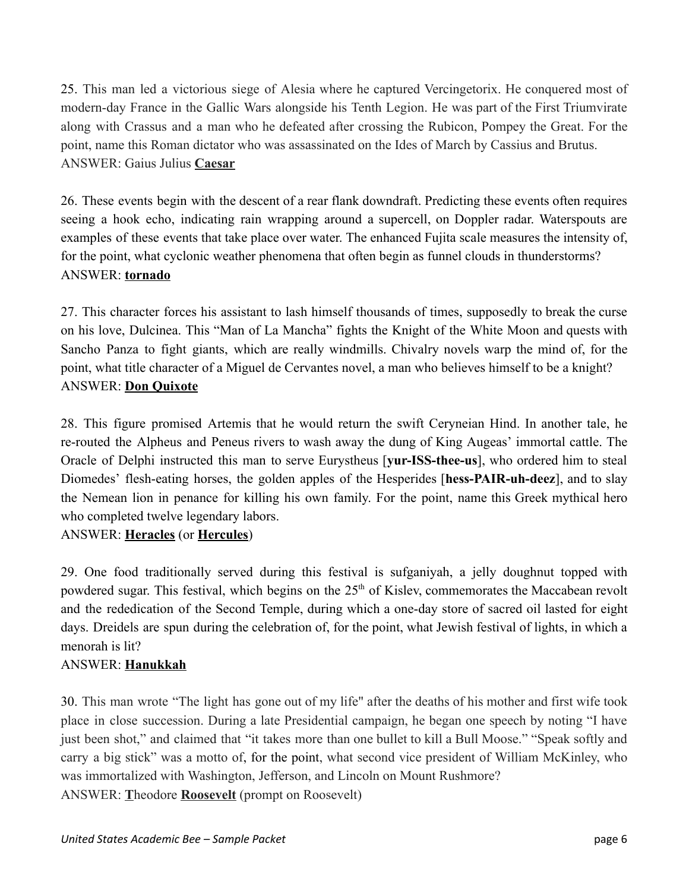25. This man led a victorious siege of Alesia where he captured Vercingetorix. He conquered most of modern-day France in the Gallic Wars alongside his Tenth Legion. He was part of the First Triumvirate along with Crassus and a man who he defeated after crossing the Rubicon, Pompey the Great. For the point, name this Roman dictator who was assassinated on the Ides of March by Cassius and Brutus.
ANSWER: Gaius Julius **Caesar**

26. These events begin with the descent of a rear flank downdraft. Predicting these events often requires seeing a hook echo, indicating rain wrapping around a supercell, on Doppler radar. Waterspouts are examples of these events that take place over water. The enhanced Fujita scale measures the intensity of, for the point, what cyclonic weather phenomena that often begin as funnel clouds in thunderstorms?
ANSWER: **tornado**

27. This character forces his assistant to lash himself thousands of times, supposedly to break the curse on his love, Dulcinea. This "Man of La Mancha" fights the Knight of the White Moon and quests with Sancho Panza to fight giants, which are really windmills. Chivalry novels warp the mind of, for the point, what title character of a Miguel de Cervantes novel, a man who believes himself to be a knight?
ANSWER: **Don Quixote**

28. This figure promised Artemis that he would return the swift Ceryneian Hind. In another tale, he re-routed the Alpheus and Peneus rivers to wash away the dung of King Augeas' immortal cattle. The Oracle of Delphi instructed this man to serve Eurystheus [**yur-ISS-thee-us**], who ordered him to steal Diomedes' flesh-eating horses, the golden apples of the Hesperides [**hess-PAIR-uh-deez**], and to slay the Nemean lion in penance for killing his own family. For the point, name this Greek mythical hero who completed twelve legendary labors.
ANSWER: **Heracles** (or **Hercules**)

29. One food traditionally served during this festival is sufganiyah, a jelly doughnut topped with powdered sugar. This festival, which begins on the 25th of Kislev, commemorates the Maccabean revolt and the rededication of the Second Temple, during which a one-day store of sacred oil lasted for eight days. Dreidels are spun during the celebration of, for the point, what Jewish festival of lights, in which a menorah is lit?
ANSWER: **Hanukkah**

30. This man wrote "The light has gone out of my life" after the deaths of his mother and first wife took place in close succession. During a late Presidential campaign, he began one speech by noting "I have just been shot," and claimed that "it takes more than one bullet to kill a Bull Moose." "Speak softly and carry a big stick" was a motto of, for the point, what second vice president of William McKinley, who was immortalized with Washington, Jefferson, and Lincoln on Mount Rushmore?
ANSWER: **T**heodore **Roosevelt** (prompt on Roosevelt)